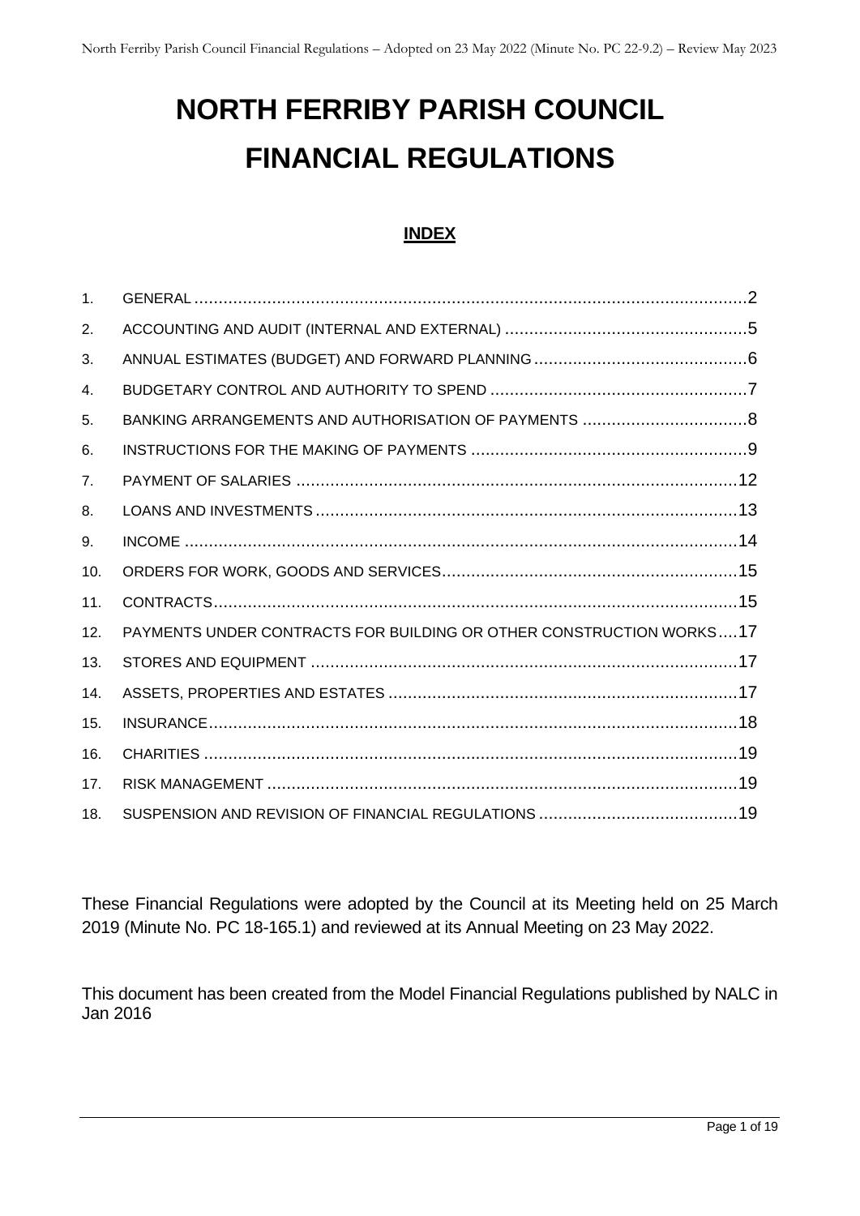# NORTH FERRIBY PARISH COUNCIL

# FINANCIAL REGULATIONS

## INDEX

1. GENERAL .......... 2
2. ACCOUNTING AND AUDIT (INTERNAL AND EXTERNAL) .......... 5
3. ANNUAL ESTIMATES (BUDGET) AND FORWARD PLANNING .......... 6
4. BUDGETARY CONTROL AND AUTHORITY TO SPEND .......... 7
5. BANKING ARRANGEMENTS AND AUTHORISATION OF PAYMENTS .......... 8
6. INSTRUCTIONS FOR THE MAKING OF PAYMENTS .......... 9
7. PAYMENT OF SALARIES .......... 12
8. LOANS AND INVESTMENTS .......... 13
9. INCOME .......... 14
10. ORDERS FOR WORK, GOODS AND SERVICES .......... 15
11. CONTRACTS .......... 15
12. PAYMENTS UNDER CONTRACTS FOR BUILDING OR OTHER CONSTRUCTION WORKS .......... 17
13. STORES AND EQUIPMENT .......... 17
14. ASSETS, PROPERTIES AND ESTATES .......... 17
15. INSURANCE .......... 18
16. CHARITIES .......... 19
17. RISK MANAGEMENT .......... 19
18. SUSPENSION AND REVISION OF FINANCIAL REGULATIONS .......... 19

These Financial Regulations were adopted by the Council at its Meeting held on 25 March 2019 (Minute No. PC 18-165.1) and reviewed at its Annual Meeting on 23 May 2022.

This document has been created from the Model Financial Regulations published by NALC in Jan 2016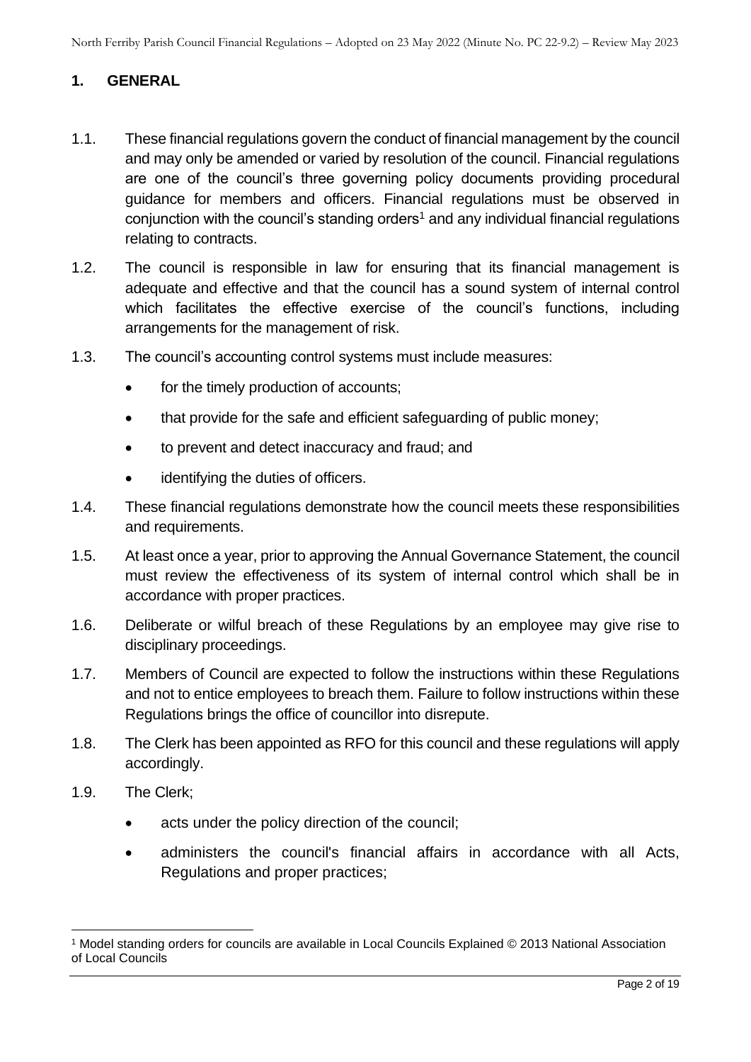## 1. GENERAL

1.1. These financial regulations govern the conduct of financial management by the council and may only be amended or varied by resolution of the council. Financial regulations are one of the council's three governing policy documents providing procedural guidance for members and officers. Financial regulations must be observed in conjunction with the council's standing orders[1] and any individual financial regulations relating to contracts.

1.2. The council is responsible in law for ensuring that its financial management is adequate and effective and that the council has a sound system of internal control which facilitates the effective exercise of the council's functions, including arrangements for the management of risk.

1.3. The council's accounting control systems must include measures:

- for the timely production of accounts;
- that provide for the safe and efficient safeguarding of public money;
- to prevent and detect inaccuracy and fraud; and
- identifying the duties of officers.

1.4. These financial regulations demonstrate how the council meets these responsibilities and requirements.

1.5. At least once a year, prior to approving the Annual Governance Statement, the council must review the effectiveness of its system of internal control which shall be in accordance with proper practices.

1.6. Deliberate or wilful breach of these Regulations by an employee may give rise to disciplinary proceedings.

1.7. Members of Council are expected to follow the instructions within these Regulations and not to entice employees to breach them. Failure to follow instructions within these Regulations brings the office of councillor into disrepute.

1.8. The Clerk has been appointed as RFO for this council and these regulations will apply accordingly.

1.9. The Clerk;

- acts under the policy direction of the council;
- administers the council's financial affairs in accordance with all Acts, Regulations and proper practices;

---

[1] Model standing orders for councils are available in Local Councils Explained © 2013 National Association of Local Councils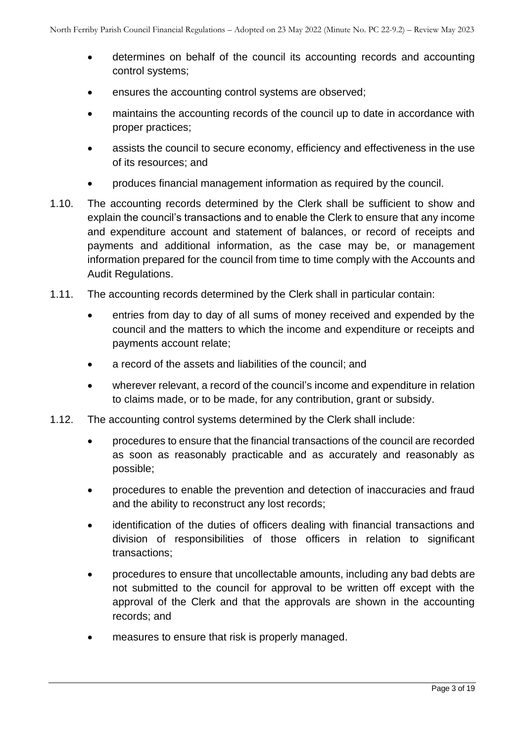- determines on behalf of the council its accounting records and accounting control systems;
- ensures the accounting control systems are observed;
- maintains the accounting records of the council up to date in accordance with proper practices;
- assists the council to secure economy, efficiency and effectiveness in the use of its resources; and
- produces financial management information as required by the council.

1.10. The accounting records determined by the Clerk shall be sufficient to show and explain the council's transactions and to enable the Clerk to ensure that any income and expenditure account and statement of balances, or record of receipts and payments and additional information, as the case may be, or management information prepared for the council from time to time comply with the Accounts and Audit Regulations.

1.11. The accounting records determined by the Clerk shall in particular contain:

- entries from day to day of all sums of money received and expended by the council and the matters to which the income and expenditure or receipts and payments account relate;
- a record of the assets and liabilities of the council; and
- wherever relevant, a record of the council's income and expenditure in relation to claims made, or to be made, for any contribution, grant or subsidy.

1.12. The accounting control systems determined by the Clerk shall include:

- procedures to ensure that the financial transactions of the council are recorded as soon as reasonably practicable and as accurately and reasonably as possible;
- procedures to enable the prevention and detection of inaccuracies and fraud and the ability to reconstruct any lost records;
- identification of the duties of officers dealing with financial transactions and division of responsibilities of those officers in relation to significant transactions;
- procedures to ensure that uncollectable amounts, including any bad debts are not submitted to the council for approval to be written off except with the approval of the Clerk and that the approvals are shown in the accounting records; and
- measures to ensure that risk is properly managed.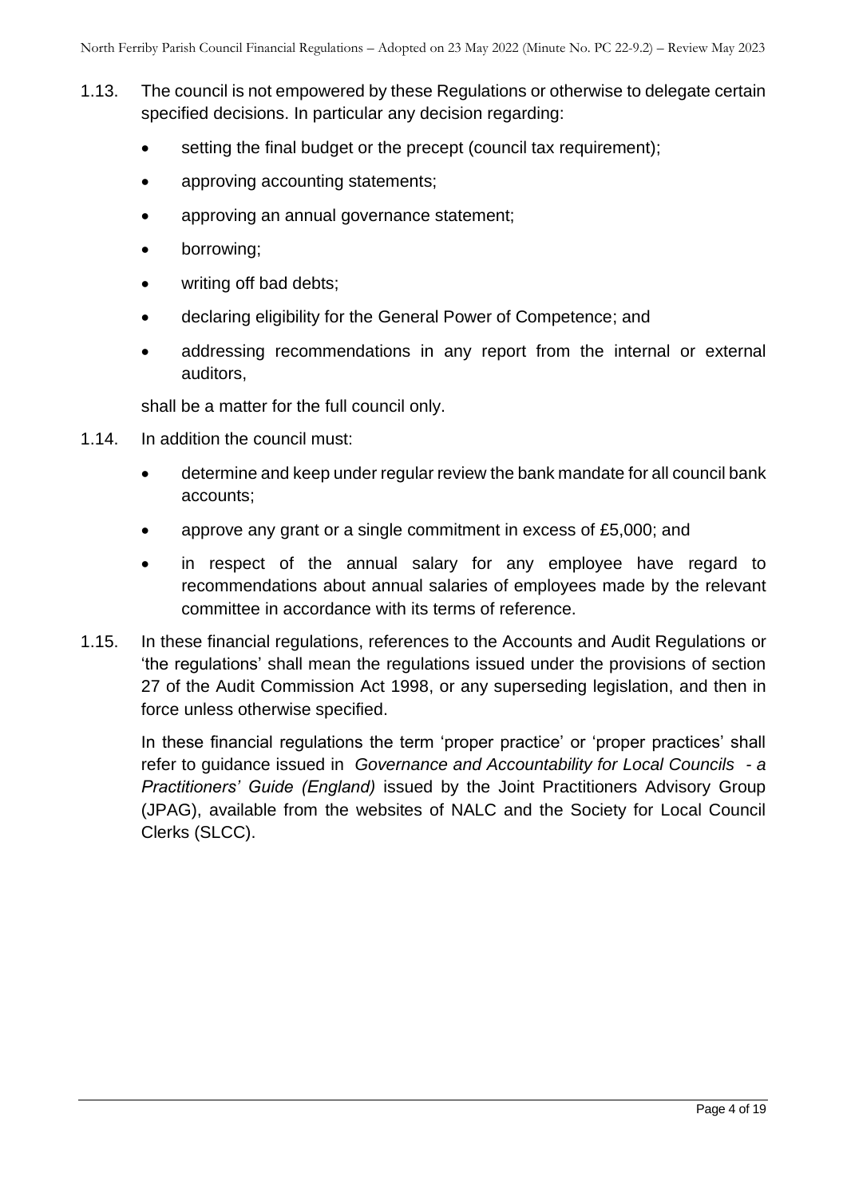1.13. The council is not empowered by these Regulations or otherwise to delegate certain specified decisions. In particular any decision regarding:

- setting the final budget or the precept (council tax requirement);
- approving accounting statements;
- approving an annual governance statement;
- borrowing;
- writing off bad debts;
- declaring eligibility for the General Power of Competence; and
- addressing recommendations in any report from the internal or external auditors,

shall be a matter for the full council only.

1.14. In addition the council must:

- determine and keep under regular review the bank mandate for all council bank accounts;
- approve any grant or a single commitment in excess of £5,000; and
- in respect of the annual salary for any employee have regard to recommendations about annual salaries of employees made by the relevant committee in accordance with its terms of reference.

1.15. In these financial regulations, references to the Accounts and Audit Regulations or 'the regulations' shall mean the regulations issued under the provisions of section 27 of the Audit Commission Act 1998, or any superseding legislation, and then in force unless otherwise specified.

In these financial regulations the term 'proper practice' or 'proper practices' shall refer to guidance issued in *Governance and Accountability for Local Councils - a Practitioners' Guide (England)* issued by the Joint Practitioners Advisory Group (JPAG), available from the websites of NALC and the Society for Local Council Clerks (SLCC).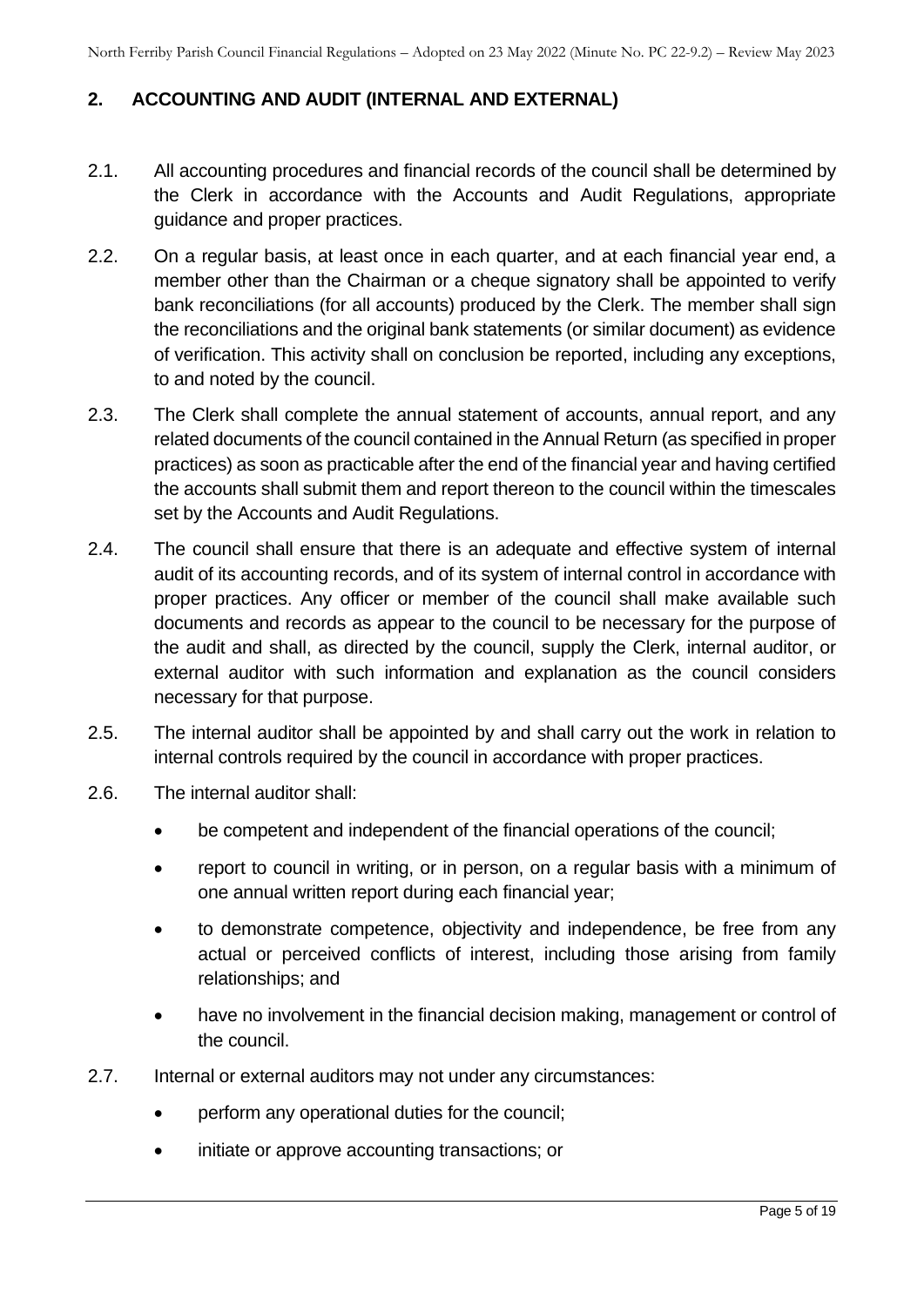## 2. ACCOUNTING AND AUDIT (INTERNAL AND EXTERNAL)

2.1. All accounting procedures and financial records of the council shall be determined by the Clerk in accordance with the Accounts and Audit Regulations, appropriate guidance and proper practices.

2.2. On a regular basis, at least once in each quarter, and at each financial year end, a member other than the Chairman or a cheque signatory shall be appointed to verify bank reconciliations (for all accounts) produced by the Clerk. The member shall sign the reconciliations and the original bank statements (or similar document) as evidence of verification. This activity shall on conclusion be reported, including any exceptions, to and noted by the council.

2.3. The Clerk shall complete the annual statement of accounts, annual report, and any related documents of the council contained in the Annual Return (as specified in proper practices) as soon as practicable after the end of the financial year and having certified the accounts shall submit them and report thereon to the council within the timescales set by the Accounts and Audit Regulations.

2.4. The council shall ensure that there is an adequate and effective system of internal audit of its accounting records, and of its system of internal control in accordance with proper practices. Any officer or member of the council shall make available such documents and records as appear to the council to be necessary for the purpose of the audit and shall, as directed by the council, supply the Clerk, internal auditor, or external auditor with such information and explanation as the council considers necessary for that purpose.

2.5. The internal auditor shall be appointed by and shall carry out the work in relation to internal controls required by the council in accordance with proper practices.

2.6. The internal auditor shall:

- be competent and independent of the financial operations of the council;
- report to council in writing, or in person, on a regular basis with a minimum of one annual written report during each financial year;
- to demonstrate competence, objectivity and independence, be free from any actual or perceived conflicts of interest, including those arising from family relationships; and
- have no involvement in the financial decision making, management or control of the council.

2.7. Internal or external auditors may not under any circumstances:

- perform any operational duties for the council;
- initiate or approve accounting transactions; or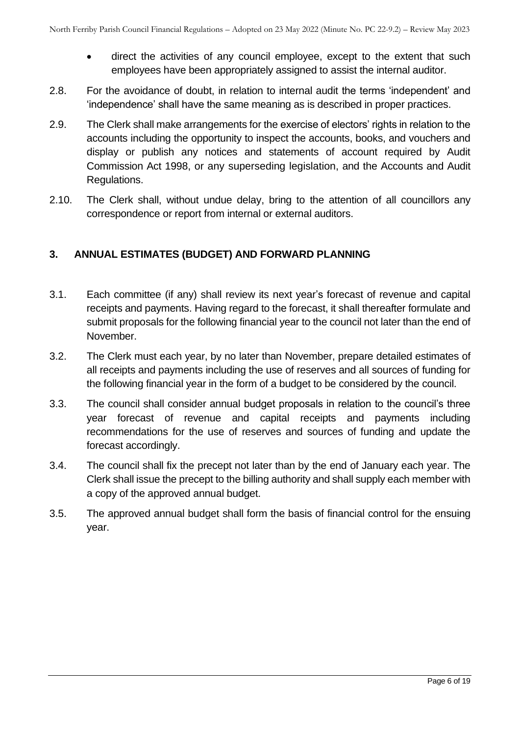- direct the activities of any council employee, except to the extent that such employees have been appropriately assigned to assist the internal auditor.

2.8. For the avoidance of doubt, in relation to internal audit the terms 'independent' and 'independence' shall have the same meaning as is described in proper practices.

2.9. The Clerk shall make arrangements for the exercise of electors' rights in relation to the accounts including the opportunity to inspect the accounts, books, and vouchers and display or publish any notices and statements of account required by Audit Commission Act 1998, or any superseding legislation, and the Accounts and Audit Regulations.

2.10. The Clerk shall, without undue delay, bring to the attention of all councillors any correspondence or report from internal or external auditors.

## 3. ANNUAL ESTIMATES (BUDGET) AND FORWARD PLANNING

3.1. Each committee (if any) shall review its next year's forecast of revenue and capital receipts and payments. Having regard to the forecast, it shall thereafter formulate and submit proposals for the following financial year to the council not later than the end of November.

3.2. The Clerk must each year, by no later than November, prepare detailed estimates of all receipts and payments including the use of reserves and all sources of funding for the following financial year in the form of a budget to be considered by the council.

3.3. The council shall consider annual budget proposals in relation to the council's three year forecast of revenue and capital receipts and payments including recommendations for the use of reserves and sources of funding and update the forecast accordingly.

3.4. The council shall fix the precept not later than by the end of January each year. The Clerk shall issue the precept to the billing authority and shall supply each member with a copy of the approved annual budget.

3.5. The approved annual budget shall form the basis of financial control for the ensuing year.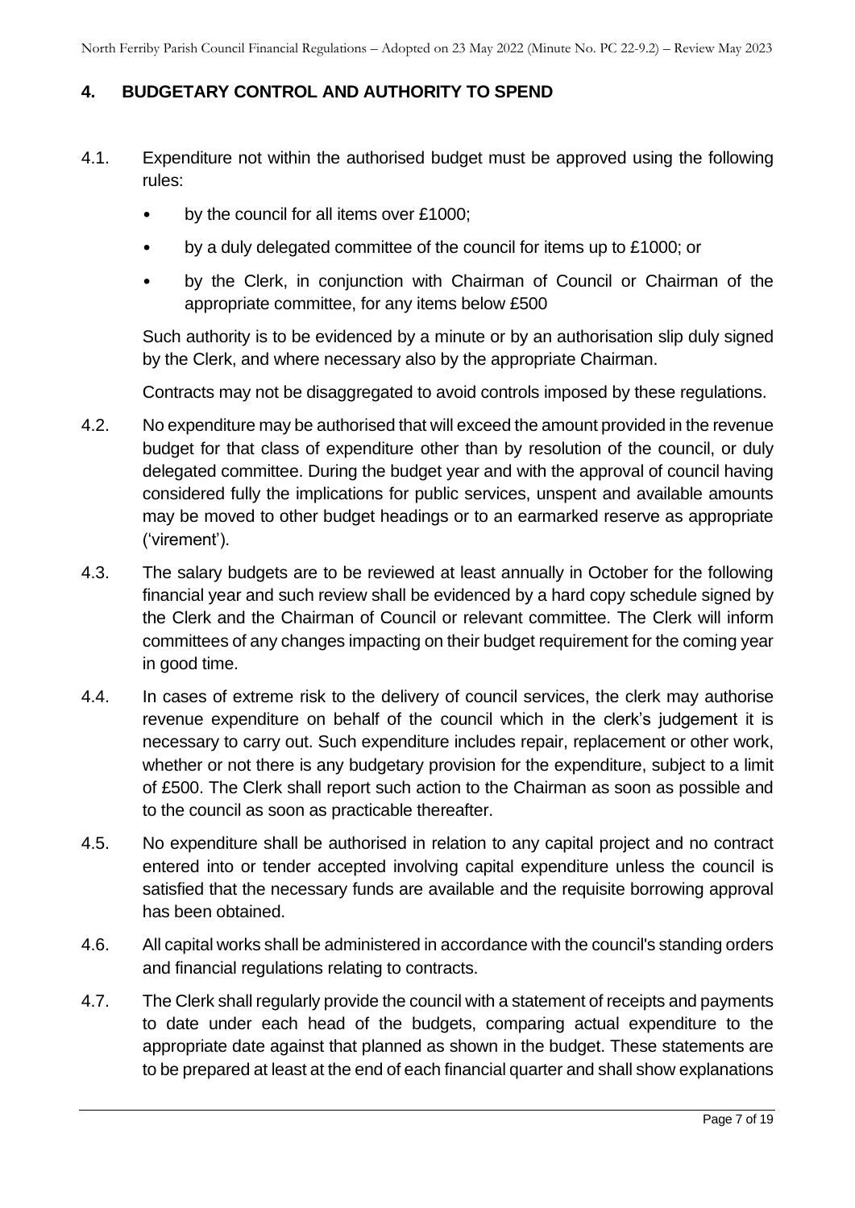## 4. BUDGETARY CONTROL AND AUTHORITY TO SPEND

4.1. Expenditure not within the authorised budget must be approved using the following rules:

- by the council for all items over £1000;
- by a duly delegated committee of the council for items up to £1000; or
- by the Clerk, in conjunction with Chairman of Council or Chairman of the appropriate committee, for any items below £500

Such authority is to be evidenced by a minute or by an authorisation slip duly signed by the Clerk, and where necessary also by the appropriate Chairman.

Contracts may not be disaggregated to avoid controls imposed by these regulations.

4.2. No expenditure may be authorised that will exceed the amount provided in the revenue budget for that class of expenditure other than by resolution of the council, or duly delegated committee. During the budget year and with the approval of council having considered fully the implications for public services, unspent and available amounts may be moved to other budget headings or to an earmarked reserve as appropriate ('virement').

4.3. The salary budgets are to be reviewed at least annually in October for the following financial year and such review shall be evidenced by a hard copy schedule signed by the Clerk and the Chairman of Council or relevant committee. The Clerk will inform committees of any changes impacting on their budget requirement for the coming year in good time.

4.4. In cases of extreme risk to the delivery of council services, the clerk may authorise revenue expenditure on behalf of the council which in the clerk's judgement it is necessary to carry out. Such expenditure includes repair, replacement or other work, whether or not there is any budgetary provision for the expenditure, subject to a limit of £500. The Clerk shall report such action to the Chairman as soon as possible and to the council as soon as practicable thereafter.

4.5. No expenditure shall be authorised in relation to any capital project and no contract entered into or tender accepted involving capital expenditure unless the council is satisfied that the necessary funds are available and the requisite borrowing approval has been obtained.

4.6. All capital works shall be administered in accordance with the council's standing orders and financial regulations relating to contracts.

4.7. The Clerk shall regularly provide the council with a statement of receipts and payments to date under each head of the budgets, comparing actual expenditure to the appropriate date against that planned as shown in the budget. These statements are to be prepared at least at the end of each financial quarter and shall show explanations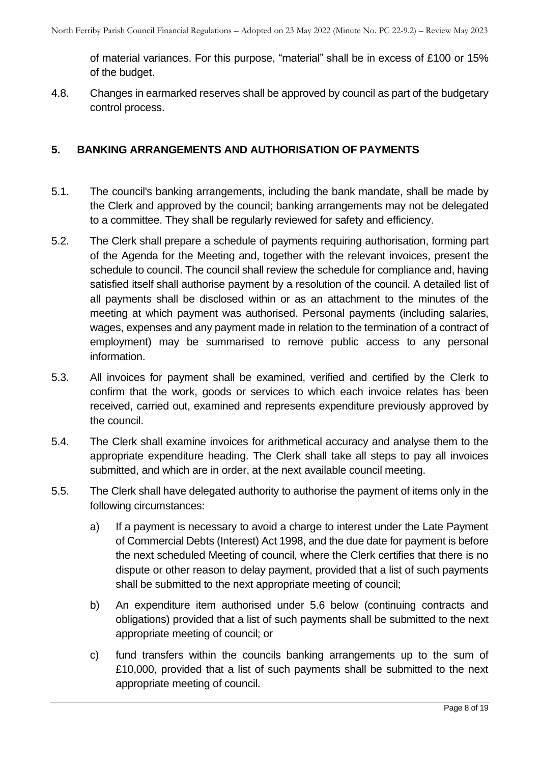of material variances. For this purpose, "material" shall be in excess of £100 or 15% of the budget.

4.8. Changes in earmarked reserves shall be approved by council as part of the budgetary control process.

## 5. BANKING ARRANGEMENTS AND AUTHORISATION OF PAYMENTS

5.1. The council's banking arrangements, including the bank mandate, shall be made by the Clerk and approved by the council; banking arrangements may not be delegated to a committee. They shall be regularly reviewed for safety and efficiency.

5.2. The Clerk shall prepare a schedule of payments requiring authorisation, forming part of the Agenda for the Meeting and, together with the relevant invoices, present the schedule to council. The council shall review the schedule for compliance and, having satisfied itself shall authorise payment by a resolution of the council. A detailed list of all payments shall be disclosed within or as an attachment to the minutes of the meeting at which payment was authorised. Personal payments (including salaries, wages, expenses and any payment made in relation to the termination of a contract of employment) may be summarised to remove public access to any personal information.

5.3. All invoices for payment shall be examined, verified and certified by the Clerk to confirm that the work, goods or services to which each invoice relates has been received, carried out, examined and represents expenditure previously approved by the council.

5.4. The Clerk shall examine invoices for arithmetical accuracy and analyse them to the appropriate expenditure heading. The Clerk shall take all steps to pay all invoices submitted, and which are in order, at the next available council meeting.

5.5. The Clerk shall have delegated authority to authorise the payment of items only in the following circumstances:

a) If a payment is necessary to avoid a charge to interest under the Late Payment of Commercial Debts (Interest) Act 1998, and the due date for payment is before the next scheduled Meeting of council, where the Clerk certifies that there is no dispute or other reason to delay payment, provided that a list of such payments shall be submitted to the next appropriate meeting of council;

b) An expenditure item authorised under 5.6 below (continuing contracts and obligations) provided that a list of such payments shall be submitted to the next appropriate meeting of council; or

c) fund transfers within the councils banking arrangements up to the sum of £10,000, provided that a list of such payments shall be submitted to the next appropriate meeting of council.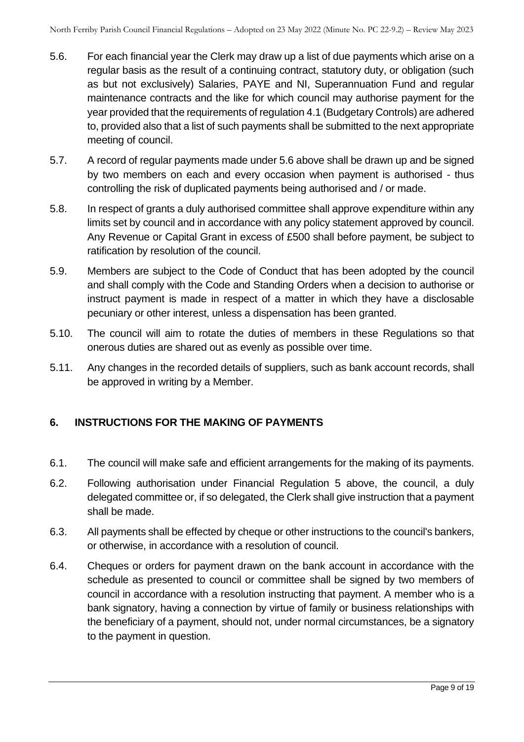5.6. For each financial year the Clerk may draw up a list of due payments which arise on a regular basis as the result of a continuing contract, statutory duty, or obligation (such as but not exclusively) Salaries, PAYE and NI, Superannuation Fund and regular maintenance contracts and the like for which council may authorise payment for the year provided that the requirements of regulation 4.1 (Budgetary Controls) are adhered to, provided also that a list of such payments shall be submitted to the next appropriate meeting of council.

5.7. A record of regular payments made under 5.6 above shall be drawn up and be signed by two members on each and every occasion when payment is authorised - thus controlling the risk of duplicated payments being authorised and / or made.

5.8. In respect of grants a duly authorised committee shall approve expenditure within any limits set by council and in accordance with any policy statement approved by council. Any Revenue or Capital Grant in excess of £500 shall before payment, be subject to ratification by resolution of the council.

5.9. Members are subject to the Code of Conduct that has been adopted by the council and shall comply with the Code and Standing Orders when a decision to authorise or instruct payment is made in respect of a matter in which they have a disclosable pecuniary or other interest, unless a dispensation has been granted.

5.10. The council will aim to rotate the duties of members in these Regulations so that onerous duties are shared out as evenly as possible over time.

5.11. Any changes in the recorded details of suppliers, such as bank account records, shall be approved in writing by a Member.

## 6. INSTRUCTIONS FOR THE MAKING OF PAYMENTS

6.1. The council will make safe and efficient arrangements for the making of its payments.

6.2. Following authorisation under Financial Regulation 5 above, the council, a duly delegated committee or, if so delegated, the Clerk shall give instruction that a payment shall be made.

6.3. All payments shall be effected by cheque or other instructions to the council's bankers, or otherwise, in accordance with a resolution of council.

6.4. Cheques or orders for payment drawn on the bank account in accordance with the schedule as presented to council or committee shall be signed by two members of council in accordance with a resolution instructing that payment. A member who is a bank signatory, having a connection by virtue of family or business relationships with the beneficiary of a payment, should not, under normal circumstances, be a signatory to the payment in question.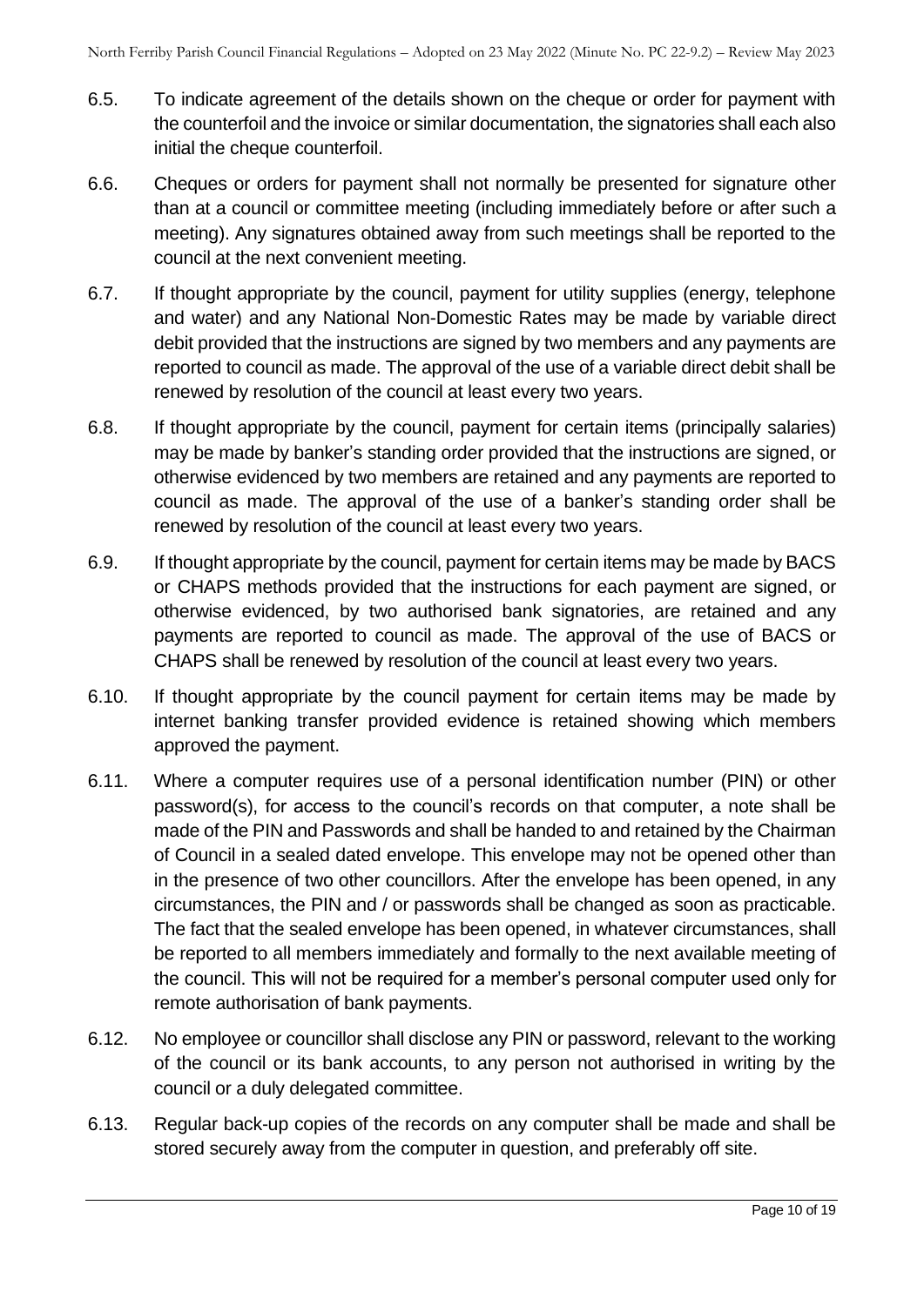6.5. To indicate agreement of the details shown on the cheque or order for payment with the counterfoil and the invoice or similar documentation, the signatories shall each also initial the cheque counterfoil.

6.6. Cheques or orders for payment shall not normally be presented for signature other than at a council or committee meeting (including immediately before or after such a meeting). Any signatures obtained away from such meetings shall be reported to the council at the next convenient meeting.

6.7. If thought appropriate by the council, payment for utility supplies (energy, telephone and water) and any National Non-Domestic Rates may be made by variable direct debit provided that the instructions are signed by two members and any payments are reported to council as made. The approval of the use of a variable direct debit shall be renewed by resolution of the council at least every two years.

6.8. If thought appropriate by the council, payment for certain items (principally salaries) may be made by banker's standing order provided that the instructions are signed, or otherwise evidenced by two members are retained and any payments are reported to council as made. The approval of the use of a banker's standing order shall be renewed by resolution of the council at least every two years.

6.9. If thought appropriate by the council, payment for certain items may be made by BACS or CHAPS methods provided that the instructions for each payment are signed, or otherwise evidenced, by two authorised bank signatories, are retained and any payments are reported to council as made. The approval of the use of BACS or CHAPS shall be renewed by resolution of the council at least every two years.

6.10. If thought appropriate by the council payment for certain items may be made by internet banking transfer provided evidence is retained showing which members approved the payment.

6.11. Where a computer requires use of a personal identification number (PIN) or other password(s), for access to the council's records on that computer, a note shall be made of the PIN and Passwords and shall be handed to and retained by the Chairman of Council in a sealed dated envelope. This envelope may not be opened other than in the presence of two other councillors. After the envelope has been opened, in any circumstances, the PIN and / or passwords shall be changed as soon as practicable. The fact that the sealed envelope has been opened, in whatever circumstances, shall be reported to all members immediately and formally to the next available meeting of the council. This will not be required for a member's personal computer used only for remote authorisation of bank payments.

6.12. No employee or councillor shall disclose any PIN or password, relevant to the working of the council or its bank accounts, to any person not authorised in writing by the council or a duly delegated committee.

6.13. Regular back-up copies of the records on any computer shall be made and shall be stored securely away from the computer in question, and preferably off site.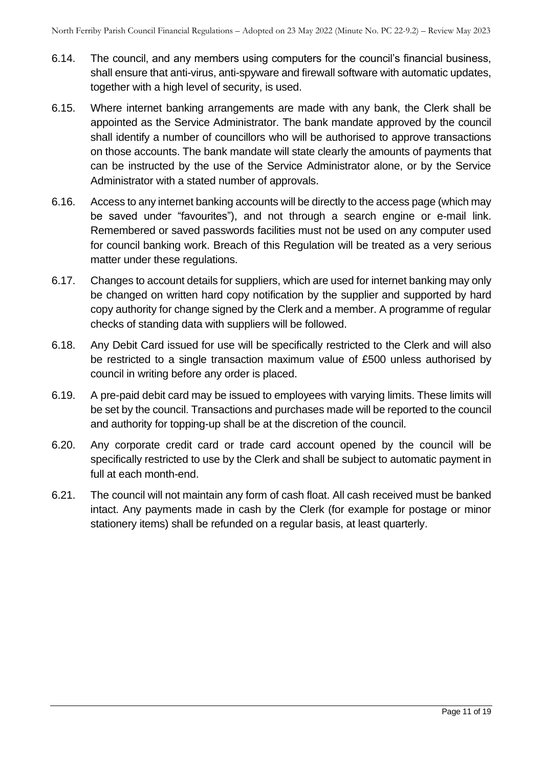6.14. The council, and any members using computers for the council's financial business, shall ensure that anti-virus, anti-spyware and firewall software with automatic updates, together with a high level of security, is used.

6.15. Where internet banking arrangements are made with any bank, the Clerk shall be appointed as the Service Administrator. The bank mandate approved by the council shall identify a number of councillors who will be authorised to approve transactions on those accounts. The bank mandate will state clearly the amounts of payments that can be instructed by the use of the Service Administrator alone, or by the Service Administrator with a stated number of approvals.

6.16. Access to any internet banking accounts will be directly to the access page (which may be saved under "favourites"), and not through a search engine or e-mail link. Remembered or saved passwords facilities must not be used on any computer used for council banking work. Breach of this Regulation will be treated as a very serious matter under these regulations.

6.17. Changes to account details for suppliers, which are used for internet banking may only be changed on written hard copy notification by the supplier and supported by hard copy authority for change signed by the Clerk and a member. A programme of regular checks of standing data with suppliers will be followed.

6.18. Any Debit Card issued for use will be specifically restricted to the Clerk and will also be restricted to a single transaction maximum value of £500 unless authorised by council in writing before any order is placed.

6.19. A pre-paid debit card may be issued to employees with varying limits. These limits will be set by the council. Transactions and purchases made will be reported to the council and authority for topping-up shall be at the discretion of the council.

6.20. Any corporate credit card or trade card account opened by the council will be specifically restricted to use by the Clerk and shall be subject to automatic payment in full at each month-end.

6.21. The council will not maintain any form of cash float. All cash received must be banked intact. Any payments made in cash by the Clerk (for example for postage or minor stationery items) shall be refunded on a regular basis, at least quarterly.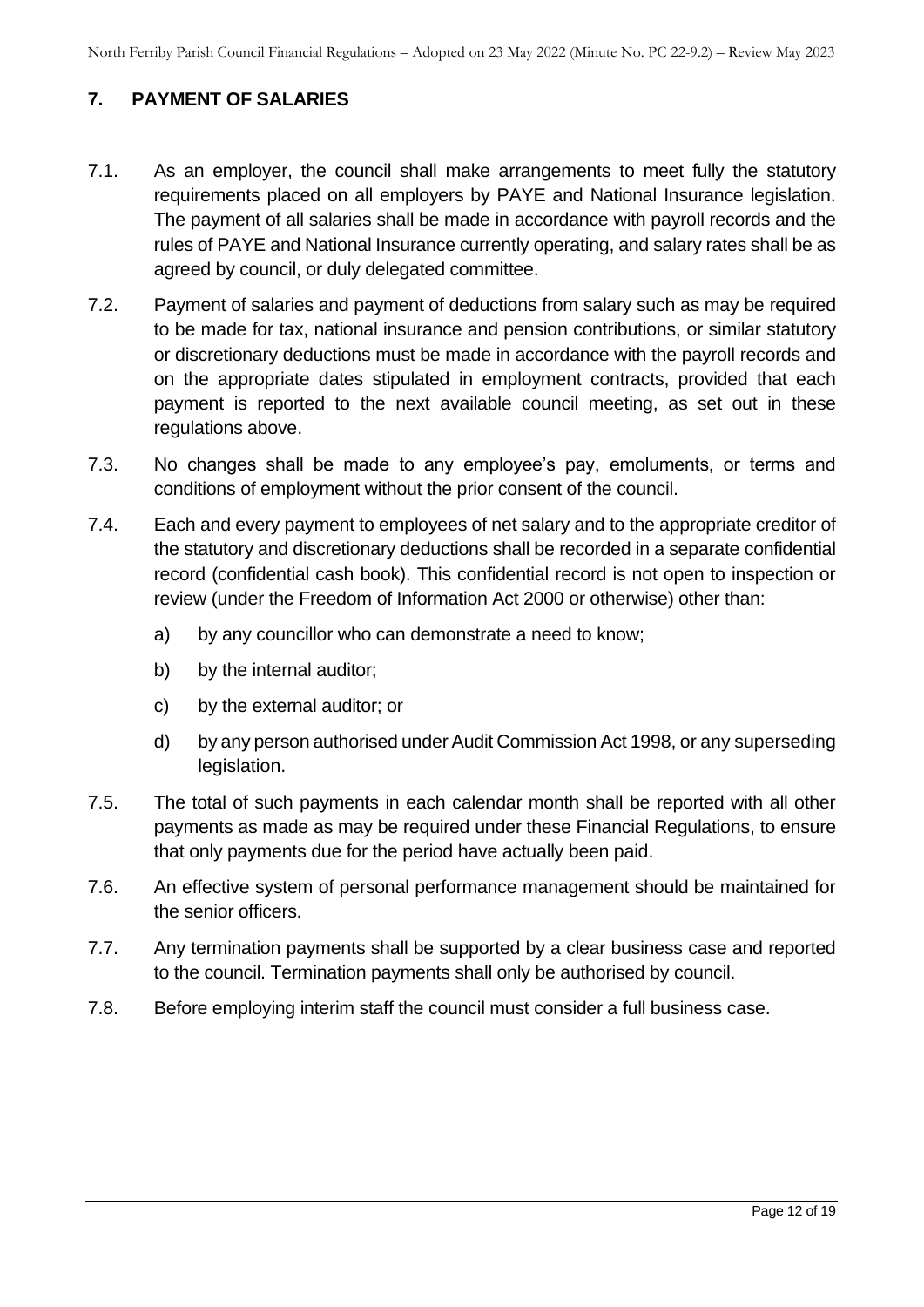## 7. PAYMENT OF SALARIES

7.1. As an employer, the council shall make arrangements to meet fully the statutory requirements placed on all employers by PAYE and National Insurance legislation. The payment of all salaries shall be made in accordance with payroll records and the rules of PAYE and National Insurance currently operating, and salary rates shall be as agreed by council, or duly delegated committee.

7.2. Payment of salaries and payment of deductions from salary such as may be required to be made for tax, national insurance and pension contributions, or similar statutory or discretionary deductions must be made in accordance with the payroll records and on the appropriate dates stipulated in employment contracts, provided that each payment is reported to the next available council meeting, as set out in these regulations above.

7.3. No changes shall be made to any employee's pay, emoluments, or terms and conditions of employment without the prior consent of the council.

7.4. Each and every payment to employees of net salary and to the appropriate creditor of the statutory and discretionary deductions shall be recorded in a separate confidential record (confidential cash book). This confidential record is not open to inspection or review (under the Freedom of Information Act 2000 or otherwise) other than:

a) by any councillor who can demonstrate a need to know;

b) by the internal auditor;

c) by the external auditor; or

d) by any person authorised under Audit Commission Act 1998, or any superseding legislation.

7.5. The total of such payments in each calendar month shall be reported with all other payments as made as may be required under these Financial Regulations, to ensure that only payments due for the period have actually been paid.

7.6. An effective system of personal performance management should be maintained for the senior officers.

7.7. Any termination payments shall be supported by a clear business case and reported to the council. Termination payments shall only be authorised by council.

7.8. Before employing interim staff the council must consider a full business case.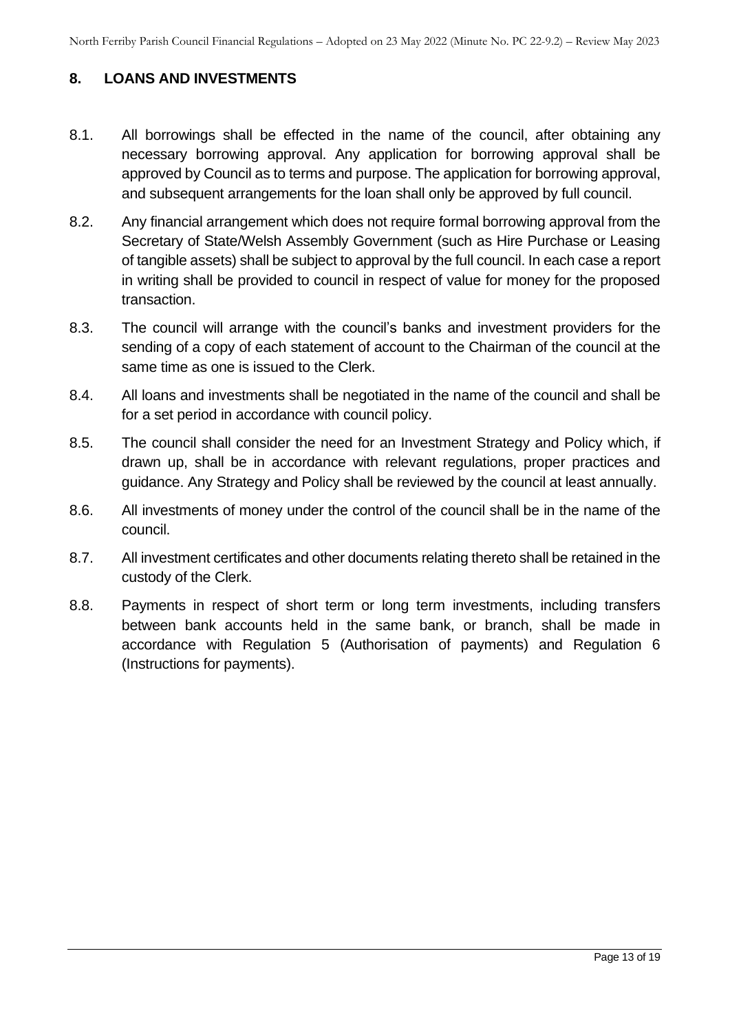## 8. LOANS AND INVESTMENTS

8.1. All borrowings shall be effected in the name of the council, after obtaining any necessary borrowing approval. Any application for borrowing approval shall be approved by Council as to terms and purpose. The application for borrowing approval, and subsequent arrangements for the loan shall only be approved by full council.

8.2. Any financial arrangement which does not require formal borrowing approval from the Secretary of State/Welsh Assembly Government (such as Hire Purchase or Leasing of tangible assets) shall be subject to approval by the full council. In each case a report in writing shall be provided to council in respect of value for money for the proposed transaction.

8.3. The council will arrange with the council's banks and investment providers for the sending of a copy of each statement of account to the Chairman of the council at the same time as one is issued to the Clerk.

8.4. All loans and investments shall be negotiated in the name of the council and shall be for a set period in accordance with council policy.

8.5. The council shall consider the need for an Investment Strategy and Policy which, if drawn up, shall be in accordance with relevant regulations, proper practices and guidance. Any Strategy and Policy shall be reviewed by the council at least annually.

8.6. All investments of money under the control of the council shall be in the name of the council.

8.7. All investment certificates and other documents relating thereto shall be retained in the custody of the Clerk.

8.8. Payments in respect of short term or long term investments, including transfers between bank accounts held in the same bank, or branch, shall be made in accordance with Regulation 5 (Authorisation of payments) and Regulation 6 (Instructions for payments).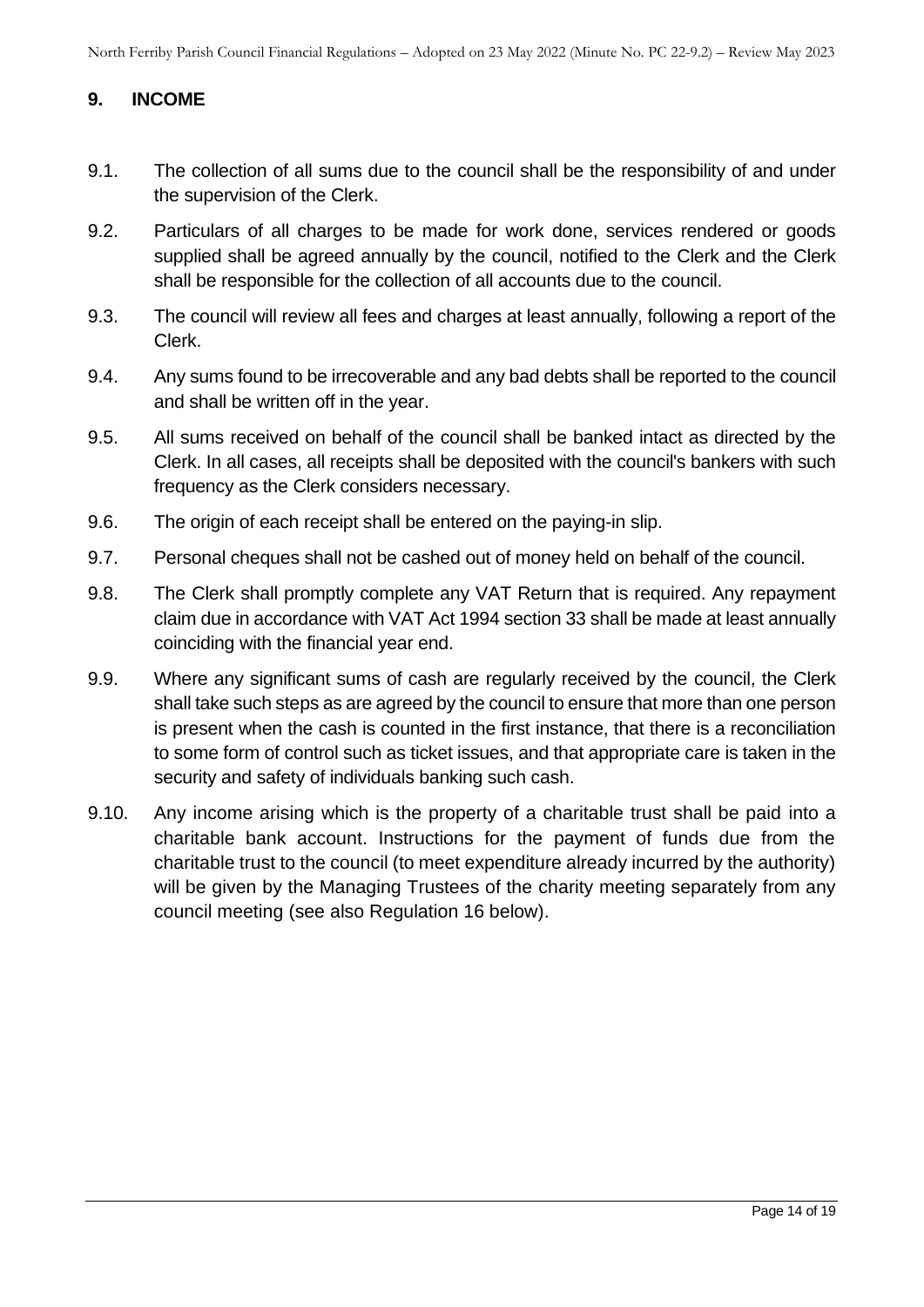## 9. INCOME

9.1. The collection of all sums due to the council shall be the responsibility of and under the supervision of the Clerk.

9.2. Particulars of all charges to be made for work done, services rendered or goods supplied shall be agreed annually by the council, notified to the Clerk and the Clerk shall be responsible for the collection of all accounts due to the council.

9.3. The council will review all fees and charges at least annually, following a report of the Clerk.

9.4. Any sums found to be irrecoverable and any bad debts shall be reported to the council and shall be written off in the year.

9.5. All sums received on behalf of the council shall be banked intact as directed by the Clerk. In all cases, all receipts shall be deposited with the council's bankers with such frequency as the Clerk considers necessary.

9.6. The origin of each receipt shall be entered on the paying-in slip.

9.7. Personal cheques shall not be cashed out of money held on behalf of the council.

9.8. The Clerk shall promptly complete any VAT Return that is required. Any repayment claim due in accordance with VAT Act 1994 section 33 shall be made at least annually coinciding with the financial year end.

9.9. Where any significant sums of cash are regularly received by the council, the Clerk shall take such steps as are agreed by the council to ensure that more than one person is present when the cash is counted in the first instance, that there is a reconciliation to some form of control such as ticket issues, and that appropriate care is taken in the security and safety of individuals banking such cash.

9.10. Any income arising which is the property of a charitable trust shall be paid into a charitable bank account. Instructions for the payment of funds due from the charitable trust to the council (to meet expenditure already incurred by the authority) will be given by the Managing Trustees of the charity meeting separately from any council meeting (see also Regulation 16 below).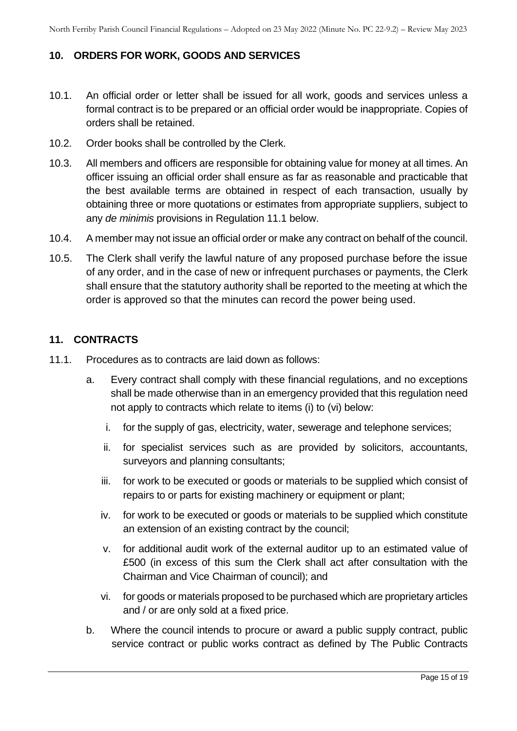## 10. ORDERS FOR WORK, GOODS AND SERVICES

10.1. An official order or letter shall be issued for all work, goods and services unless a formal contract is to be prepared or an official order would be inappropriate. Copies of orders shall be retained.

10.2. Order books shall be controlled by the Clerk.

10.3. All members and officers are responsible for obtaining value for money at all times. An officer issuing an official order shall ensure as far as reasonable and practicable that the best available terms are obtained in respect of each transaction, usually by obtaining three or more quotations or estimates from appropriate suppliers, subject to any *de minimis* provisions in Regulation 11.1 below.

10.4. A member may not issue an official order or make any contract on behalf of the council.

10.5. The Clerk shall verify the lawful nature of any proposed purchase before the issue of any order, and in the case of new or infrequent purchases or payments, the Clerk shall ensure that the statutory authority shall be reported to the meeting at which the order is approved so that the minutes can record the power being used.

## 11. CONTRACTS

11.1. Procedures as to contracts are laid down as follows:

a. Every contract shall comply with these financial regulations, and no exceptions shall be made otherwise than in an emergency provided that this regulation need not apply to contracts which relate to items (i) to (vi) below:

   i. for the supply of gas, electricity, water, sewerage and telephone services;

   ii. for specialist services such as are provided by solicitors, accountants, surveyors and planning consultants;

   iii. for work to be executed or goods or materials to be supplied which consist of repairs to or parts for existing machinery or equipment or plant;

   iv. for work to be executed or goods or materials to be supplied which constitute an extension of an existing contract by the council;

   v. for additional audit work of the external auditor up to an estimated value of £500 (in excess of this sum the Clerk shall act after consultation with the Chairman and Vice Chairman of council); and

   vi. for goods or materials proposed to be purchased which are proprietary articles and / or are only sold at a fixed price.

b. Where the council intends to procure or award a public supply contract, public service contract or public works contract as defined by The Public Contracts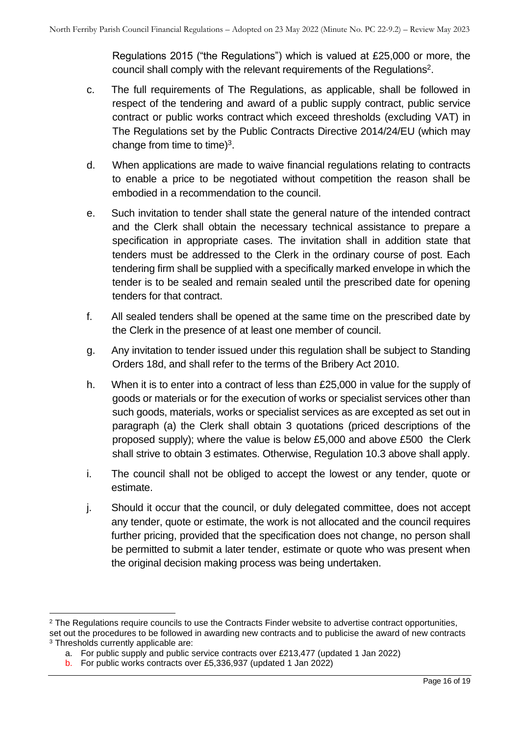Regulations 2015 ("the Regulations") which is valued at £25,000 or more, the council shall comply with the relevant requirements of the Regulations[2].

c. The full requirements of The Regulations, as applicable, shall be followed in respect of the tendering and award of a public supply contract, public service contract or public works contract which exceed thresholds (excluding VAT) in The Regulations set by the Public Contracts Directive 2014/24/EU (which may change from time to time)[3].

d. When applications are made to waive financial regulations relating to contracts to enable a price to be negotiated without competition the reason shall be embodied in a recommendation to the council.

e. Such invitation to tender shall state the general nature of the intended contract and the Clerk shall obtain the necessary technical assistance to prepare a specification in appropriate cases. The invitation shall in addition state that tenders must be addressed to the Clerk in the ordinary course of post. Each tendering firm shall be supplied with a specifically marked envelope in which the tender is to be sealed and remain sealed until the prescribed date for opening tenders for that contract.

f. All sealed tenders shall be opened at the same time on the prescribed date by the Clerk in the presence of at least one member of council.

g. Any invitation to tender issued under this regulation shall be subject to Standing Orders 18d, and shall refer to the terms of the Bribery Act 2010.

h. When it is to enter into a contract of less than £25,000 in value for the supply of goods or materials or for the execution of works or specialist services other than such goods, materials, works or specialist services as are excepted as set out in paragraph (a) the Clerk shall obtain 3 quotations (priced descriptions of the proposed supply); where the value is below £5,000 and above £500 the Clerk shall strive to obtain 3 estimates. Otherwise, Regulation 10.3 above shall apply.

i. The council shall not be obliged to accept the lowest or any tender, quote or estimate.

j. Should it occur that the council, or duly delegated committee, does not accept any tender, quote or estimate, the work is not allocated and the council requires further pricing, provided that the specification does not change, no person shall be permitted to submit a later tender, estimate or quote who was present when the original decision making process was being undertaken.

---

[2] The Regulations require councils to use the Contracts Finder website to advertise contract opportunities, set out the procedures to be followed in awarding new contracts and to publicise the award of new contracts

[3] Thresholds currently applicable are:

a. For public supply and public service contracts over £213,477 (updated 1 Jan 2022)

b. For public works contracts over £5,336,937 (updated 1 Jan 2022)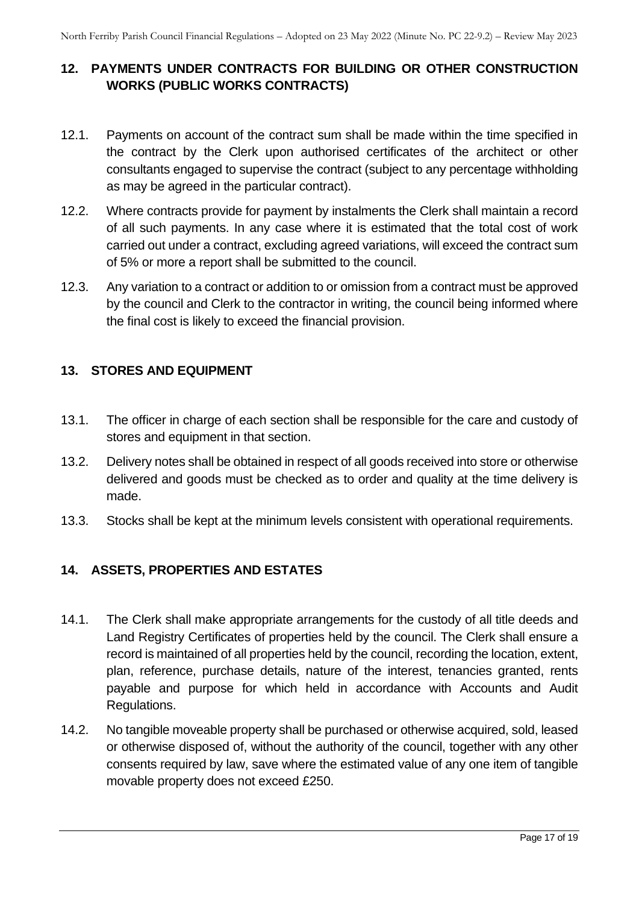## 12. PAYMENTS UNDER CONTRACTS FOR BUILDING OR OTHER CONSTRUCTION WORKS (PUBLIC WORKS CONTRACTS)

12.1. Payments on account of the contract sum shall be made within the time specified in the contract by the Clerk upon authorised certificates of the architect or other consultants engaged to supervise the contract (subject to any percentage withholding as may be agreed in the particular contract).

12.2. Where contracts provide for payment by instalments the Clerk shall maintain a record of all such payments. In any case where it is estimated that the total cost of work carried out under a contract, excluding agreed variations, will exceed the contract sum of 5% or more a report shall be submitted to the council.

12.3. Any variation to a contract or addition to or omission from a contract must be approved by the council and Clerk to the contractor in writing, the council being informed where the final cost is likely to exceed the financial provision.

## 13. STORES AND EQUIPMENT

13.1. The officer in charge of each section shall be responsible for the care and custody of stores and equipment in that section.

13.2. Delivery notes shall be obtained in respect of all goods received into store or otherwise delivered and goods must be checked as to order and quality at the time delivery is made.

13.3. Stocks shall be kept at the minimum levels consistent with operational requirements.

## 14. ASSETS, PROPERTIES AND ESTATES

14.1. The Clerk shall make appropriate arrangements for the custody of all title deeds and Land Registry Certificates of properties held by the council. The Clerk shall ensure a record is maintained of all properties held by the council, recording the location, extent, plan, reference, purchase details, nature of the interest, tenancies granted, rents payable and purpose for which held in accordance with Accounts and Audit Regulations.

14.2. No tangible moveable property shall be purchased or otherwise acquired, sold, leased or otherwise disposed of, without the authority of the council, together with any other consents required by law, save where the estimated value of any one item of tangible movable property does not exceed £250.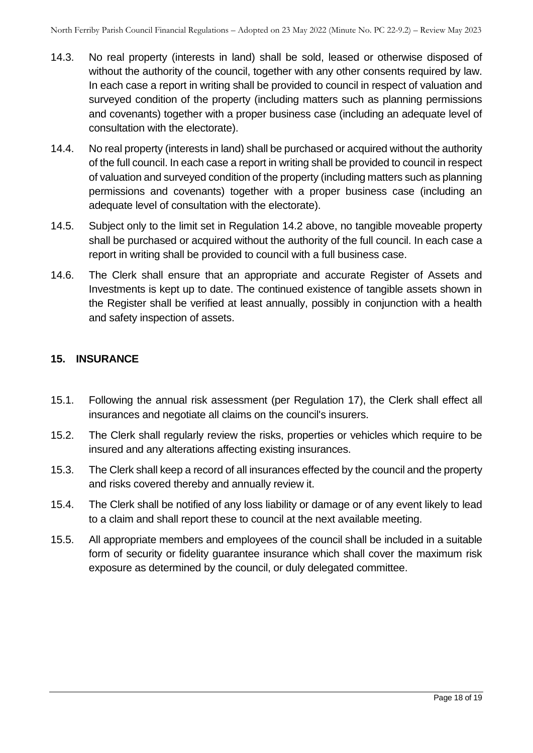14.3. No real property (interests in land) shall be sold, leased or otherwise disposed of without the authority of the council, together with any other consents required by law. In each case a report in writing shall be provided to council in respect of valuation and surveyed condition of the property (including matters such as planning permissions and covenants) together with a proper business case (including an adequate level of consultation with the electorate).

14.4. No real property (interests in land) shall be purchased or acquired without the authority of the full council. In each case a report in writing shall be provided to council in respect of valuation and surveyed condition of the property (including matters such as planning permissions and covenants) together with a proper business case (including an adequate level of consultation with the electorate).

14.5. Subject only to the limit set in Regulation 14.2 above, no tangible moveable property shall be purchased or acquired without the authority of the full council. In each case a report in writing shall be provided to council with a full business case.

14.6. The Clerk shall ensure that an appropriate and accurate Register of Assets and Investments is kept up to date. The continued existence of tangible assets shown in the Register shall be verified at least annually, possibly in conjunction with a health and safety inspection of assets.

## 15. INSURANCE

15.1. Following the annual risk assessment (per Regulation 17), the Clerk shall effect all insurances and negotiate all claims on the council's insurers.

15.2. The Clerk shall regularly review the risks, properties or vehicles which require to be insured and any alterations affecting existing insurances.

15.3. The Clerk shall keep a record of all insurances effected by the council and the property and risks covered thereby and annually review it.

15.4. The Clerk shall be notified of any loss liability or damage or of any event likely to lead to a claim and shall report these to council at the next available meeting.

15.5. All appropriate members and employees of the council shall be included in a suitable form of security or fidelity guarantee insurance which shall cover the maximum risk exposure as determined by the council, or duly delegated committee.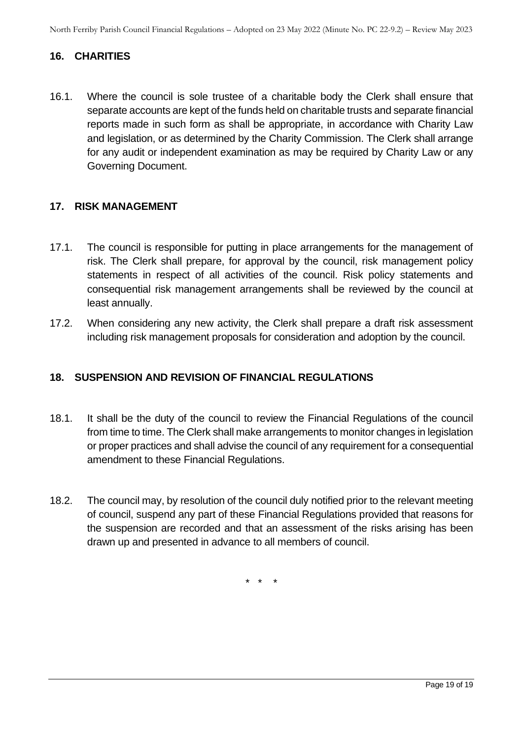## 16. CHARITIES

16.1. Where the council is sole trustee of a charitable body the Clerk shall ensure that separate accounts are kept of the funds held on charitable trusts and separate financial reports made in such form as shall be appropriate, in accordance with Charity Law and legislation, or as determined by the Charity Commission. The Clerk shall arrange for any audit or independent examination as may be required by Charity Law or any Governing Document.

## 17. RISK MANAGEMENT

17.1. The council is responsible for putting in place arrangements for the management of risk. The Clerk shall prepare, for approval by the council, risk management policy statements in respect of all activities of the council. Risk policy statements and consequential risk management arrangements shall be reviewed by the council at least annually.

17.2. When considering any new activity, the Clerk shall prepare a draft risk assessment including risk management proposals for consideration and adoption by the council.

## 18. SUSPENSION AND REVISION OF FINANCIAL REGULATIONS

18.1. It shall be the duty of the council to review the Financial Regulations of the council from time to time. The Clerk shall make arrangements to monitor changes in legislation or proper practices and shall advise the council of any requirement for a consequential amendment to these Financial Regulations.

18.2. The council may, by resolution of the council duly notified prior to the relevant meeting of council, suspend any part of these Financial Regulations provided that reasons for the suspension are recorded and that an assessment of the risks arising has been drawn up and presented in advance to all members of council.

\* \* \*